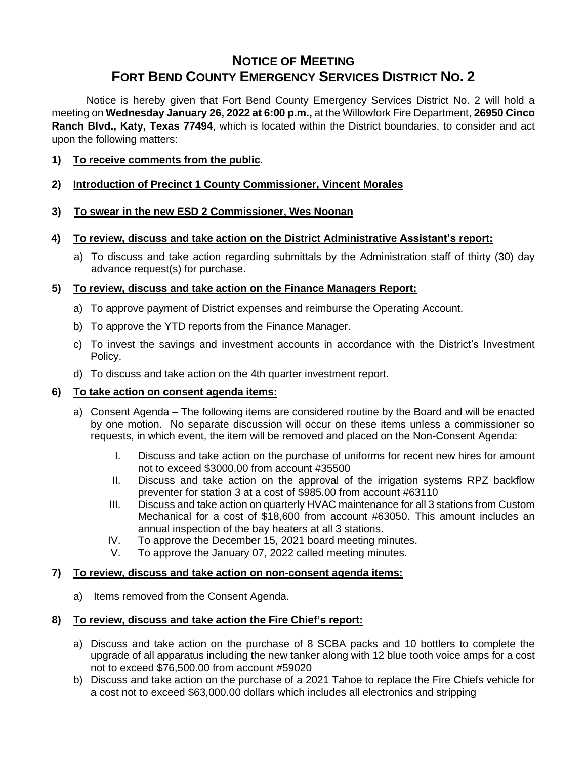# NOTICE OF MEETING
# FORT BEND COUNTY EMERGENCY SERVICES DISTRICT NO. 2

Notice is hereby given that Fort Bend County Emergency Services District No. 2 will hold a meeting on **Wednesday January 26, 2022 at 6:00 p.m.,** at the Willowfork Fire Department, **26950 Cinco Ranch Blvd., Katy, Texas 77494**, which is located within the District boundaries, to consider and act upon the following matters:

**1) <u>To receive comments from the public</u>**.

**2) <u>Introduction of Precinct 1 County Commissioner, Vincent Morales</u>**

**3) <u>To swear in the new ESD 2 Commissioner, Wes Noonan</u>**

**4) <u>To review, discuss and take action on the District Administrative Assistant's report:</u>**

a) To discuss and take action regarding submittals by the Administration staff of thirty (30) day advance request(s) for purchase.

**5) <u>To review, discuss and take action on the Finance Managers Report:</u>**

a) To approve payment of District expenses and reimburse the Operating Account.

b) To approve the YTD reports from the Finance Manager.

c) To invest the savings and investment accounts in accordance with the District's Investment Policy.

d) To discuss and take action on the 4th quarter investment report.

**6) <u>To take action on consent agenda items:</u>**

a) Consent Agenda – The following items are considered routine by the Board and will be enacted by one motion. No separate discussion will occur on these items unless a commissioner so requests, in which event, the item will be removed and placed on the Non-Consent Agenda:

I. Discuss and take action on the purchase of uniforms for recent new hires for amount not to exceed $3000.00 from account #35500

II. Discuss and take action on the approval of the irrigation systems RPZ backflow preventer for station 3 at a cost of $985.00 from account #63110

III. Discuss and take action on quarterly HVAC maintenance for all 3 stations from Custom Mechanical for a cost of $18,600 from account #63050. This amount includes an annual inspection of the bay heaters at all 3 stations.

IV. To approve the December 15, 2021 board meeting minutes.

V. To approve the January 07, 2022 called meeting minutes.

**7) <u>To review, discuss and take action on non-consent agenda items:</u>**

a) Items removed from the Consent Agenda.

**8) <u>To review, discuss and take action the Fire Chief's report:</u>**

a) Discuss and take action on the purchase of 8 SCBA packs and 10 bottlers to complete the upgrade of all apparatus including the new tanker along with 12 blue tooth voice amps for a cost not to exceed $76,500.00 from account #59020

b) Discuss and take action on the purchase of a 2021 Tahoe to replace the Fire Chiefs vehicle for a cost not to exceed $63,000.00 dollars which includes all electronics and stripping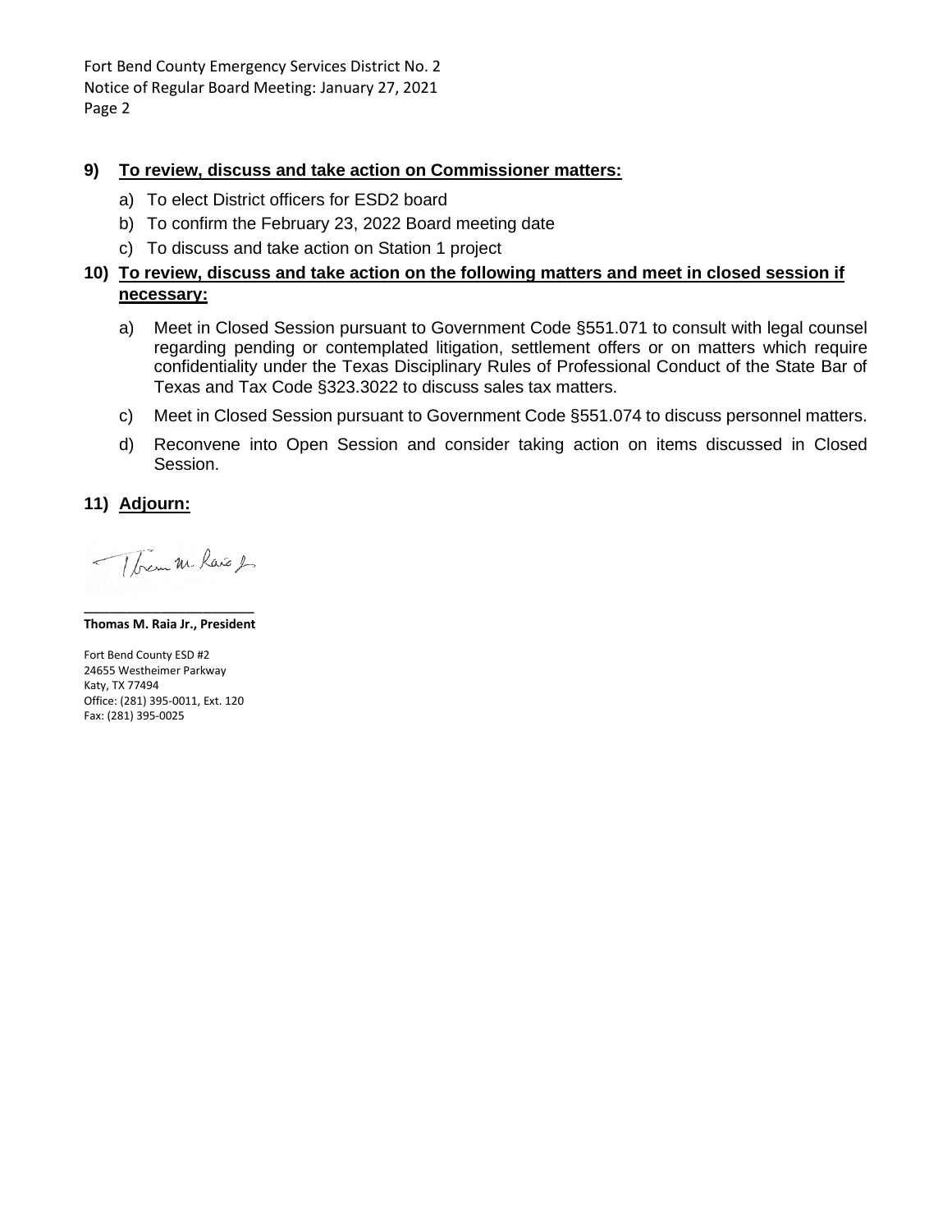**9) To review, discuss and take action on Commissioner matters:**

a) To elect District officers for ESD2 board

b) To confirm the February 23, 2022 Board meeting date

c) To discuss and take action on Station 1 project

**10) To review, discuss and take action on the following matters and meet in closed session if necessary:**

a) Meet in Closed Session pursuant to Government Code §551.071 to consult with legal counsel regarding pending or contemplated litigation, settlement offers or on matters which require confidentiality under the Texas Disciplinary Rules of Professional Conduct of the State Bar of Texas and Tax Code §323.3022 to discuss sales tax matters.

c) Meet in Closed Session pursuant to Government Code §551.074 to discuss personnel matters.

d) Reconvene into Open Session and consider taking action on items discussed in Closed Session.

**11) Adjourn:**

______________________

**Thomas M. Raia Jr., President**

Fort Bend County ESD #2
24655 Westheimer Parkway
Katy, TX 77494
Office: (281) 395-0011, Ext. 120
Fax: (281) 395-0025